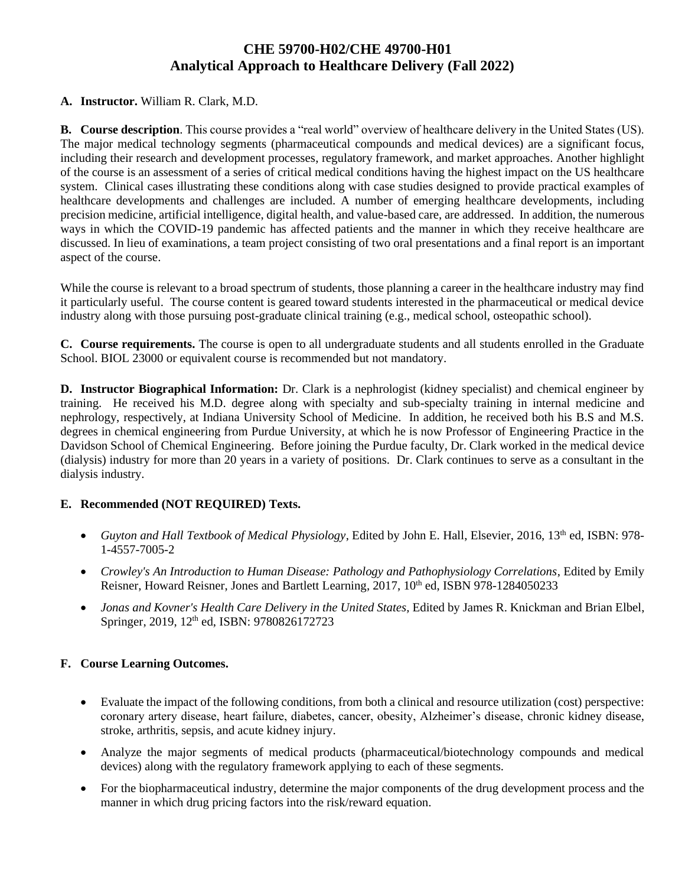# CHE 59700-H02/CHE 49700-H01
## Analytical Approach to Healthcare Delivery (Fall 2022)

**A. Instructor.** William R. Clark, M.D.

**B. Course description**. This course provides a "real world" overview of healthcare delivery in the United States (US). The major medical technology segments (pharmaceutical compounds and medical devices) are a significant focus, including their research and development processes, regulatory framework, and market approaches. Another highlight of the course is an assessment of a series of critical medical conditions having the highest impact on the US healthcare system. Clinical cases illustrating these conditions along with case studies designed to provide practical examples of healthcare developments and challenges are included. A number of emerging healthcare developments, including precision medicine, artificial intelligence, digital health, and value-based care, are addressed. In addition, the numerous ways in which the COVID-19 pandemic has affected patients and the manner in which they receive healthcare are discussed. In lieu of examinations, a team project consisting of two oral presentations and a final report is an important aspect of the course.

While the course is relevant to a broad spectrum of students, those planning a career in the healthcare industry may find it particularly useful. The course content is geared toward students interested in the pharmaceutical or medical device industry along with those pursuing post-graduate clinical training (e.g., medical school, osteopathic school).

**C. Course requirements.** The course is open to all undergraduate students and all students enrolled in the Graduate School. BIOL 23000 or equivalent course is recommended but not mandatory.

**D. Instructor Biographical Information:** Dr. Clark is a nephrologist (kidney specialist) and chemical engineer by training. He received his M.D. degree along with specialty and sub-specialty training in internal medicine and nephrology, respectively, at Indiana University School of Medicine. In addition, he received both his B.S and M.S. degrees in chemical engineering from Purdue University, at which he is now Professor of Engineering Practice in the Davidson School of Chemical Engineering. Before joining the Purdue faculty, Dr. Clark worked in the medical device (dialysis) industry for more than 20 years in a variety of positions. Dr. Clark continues to serve as a consultant in the dialysis industry.

**E. Recommended (NOT REQUIRED) Texts.**

- *Guyton and Hall Textbook of Medical Physiology*, Edited by John E. Hall, Elsevier, 2016, 13th ed, ISBN: 978-1-4557-7005-2
- *Crowley's An Introduction to Human Disease: Pathology and Pathophysiology Correlations*, Edited by Emily Reisner, Howard Reisner, Jones and Bartlett Learning, 2017, 10th ed, ISBN 978-1284050233
- *Jonas and Kovner's Health Care Delivery in the United States,* Edited by James R. Knickman and Brian Elbel, Springer, 2019, 12th ed, ISBN: 9780826172723

**F. Course Learning Outcomes.**

- Evaluate the impact of the following conditions, from both a clinical and resource utilization (cost) perspective: coronary artery disease, heart failure, diabetes, cancer, obesity, Alzheimer's disease, chronic kidney disease, stroke, arthritis, sepsis, and acute kidney injury.
- Analyze the major segments of medical products (pharmaceutical/biotechnology compounds and medical devices) along with the regulatory framework applying to each of these segments.
- For the biopharmaceutical industry, determine the major components of the drug development process and the manner in which drug pricing factors into the risk/reward equation.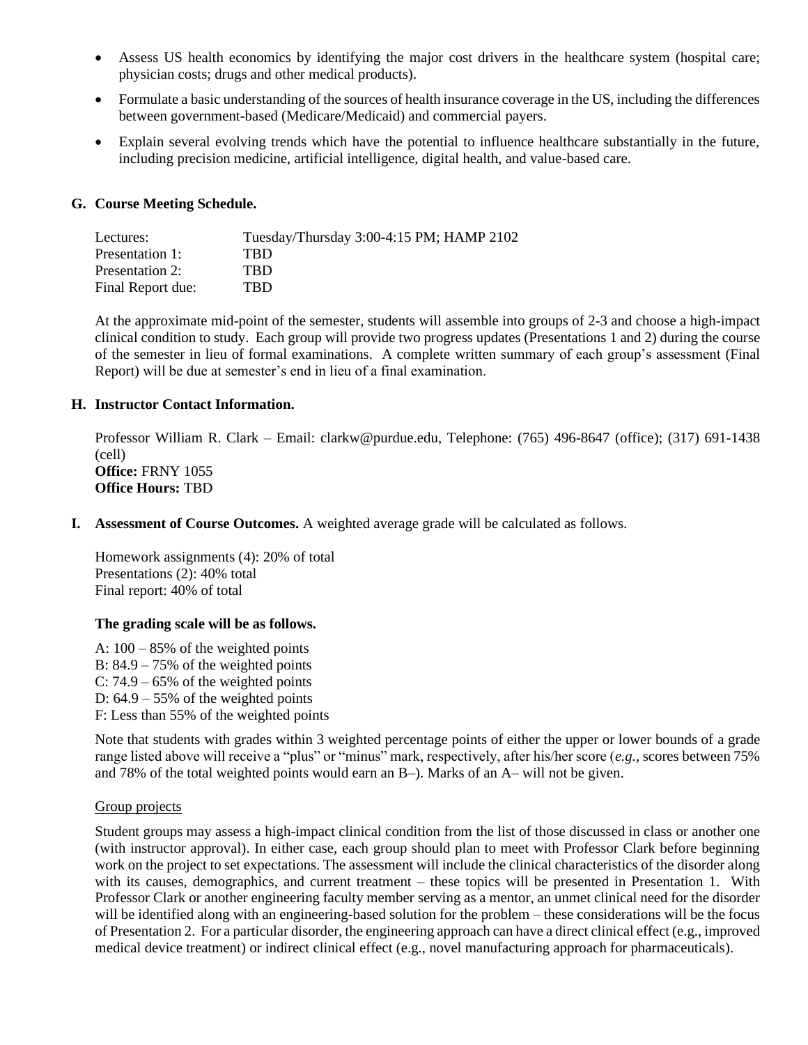- Assess US health economics by identifying the major cost drivers in the healthcare system (hospital care; physician costs; drugs and other medical products).
- Formulate a basic understanding of the sources of health insurance coverage in the US, including the differences between government-based (Medicare/Medicaid) and commercial payers.
- Explain several evolving trends which have the potential to influence healthcare substantially in the future, including precision medicine, artificial intelligence, digital health, and value-based care.

## G. Course Meeting Schedule.

| | |
|---|---|
| Lectures: | Tuesday/Thursday 3:00-4:15 PM; HAMP 2102 |
| Presentation 1: | TBD |
| Presentation 2: | TBD |
| Final Report due: | TBD |

At the approximate mid-point of the semester, students will assemble into groups of 2-3 and choose a high-impact clinical condition to study. Each group will provide two progress updates (Presentations 1 and 2) during the course of the semester in lieu of formal examinations. A complete written summary of each group's assessment (Final Report) will be due at semester's end in lieu of a final examination.

## H. Instructor Contact Information.

Professor William R. Clark – Email: clarkw@purdue.edu, Telephone: (765) 496-8647 (office); (317) 691-1438 (cell)
**Office:** FRNY 1055
**Office Hours:** TBD

## I. Assessment of Course Outcomes.

A weighted average grade will be calculated as follows.

Homework assignments (4): 20% of total
Presentations (2): 40% total
Final report: 40% of total

**The grading scale will be as follows.**

A: 100 – 85% of the weighted points
B: 84.9 – 75% of the weighted points
C: 74.9 – 65% of the weighted points
D: 64.9 – 55% of the weighted points
F: Less than 55% of the weighted points

Note that students with grades within 3 weighted percentage points of either the upper or lower bounds of a grade range listed above will receive a "plus" or "minus" mark, respectively, after his/her score (*e.g.*, scores between 75% and 78% of the total weighted points would earn an B–). Marks of an A– will not be given.

Group projects

Student groups may assess a high-impact clinical condition from the list of those discussed in class or another one (with instructor approval). In either case, each group should plan to meet with Professor Clark before beginning work on the project to set expectations. The assessment will include the clinical characteristics of the disorder along with its causes, demographics, and current treatment – these topics will be presented in Presentation 1. With Professor Clark or another engineering faculty member serving as a mentor, an unmet clinical need for the disorder will be identified along with an engineering-based solution for the problem – these considerations will be the focus of Presentation 2. For a particular disorder, the engineering approach can have a direct clinical effect (e.g., improved medical device treatment) or indirect clinical effect (e.g., novel manufacturing approach for pharmaceuticals).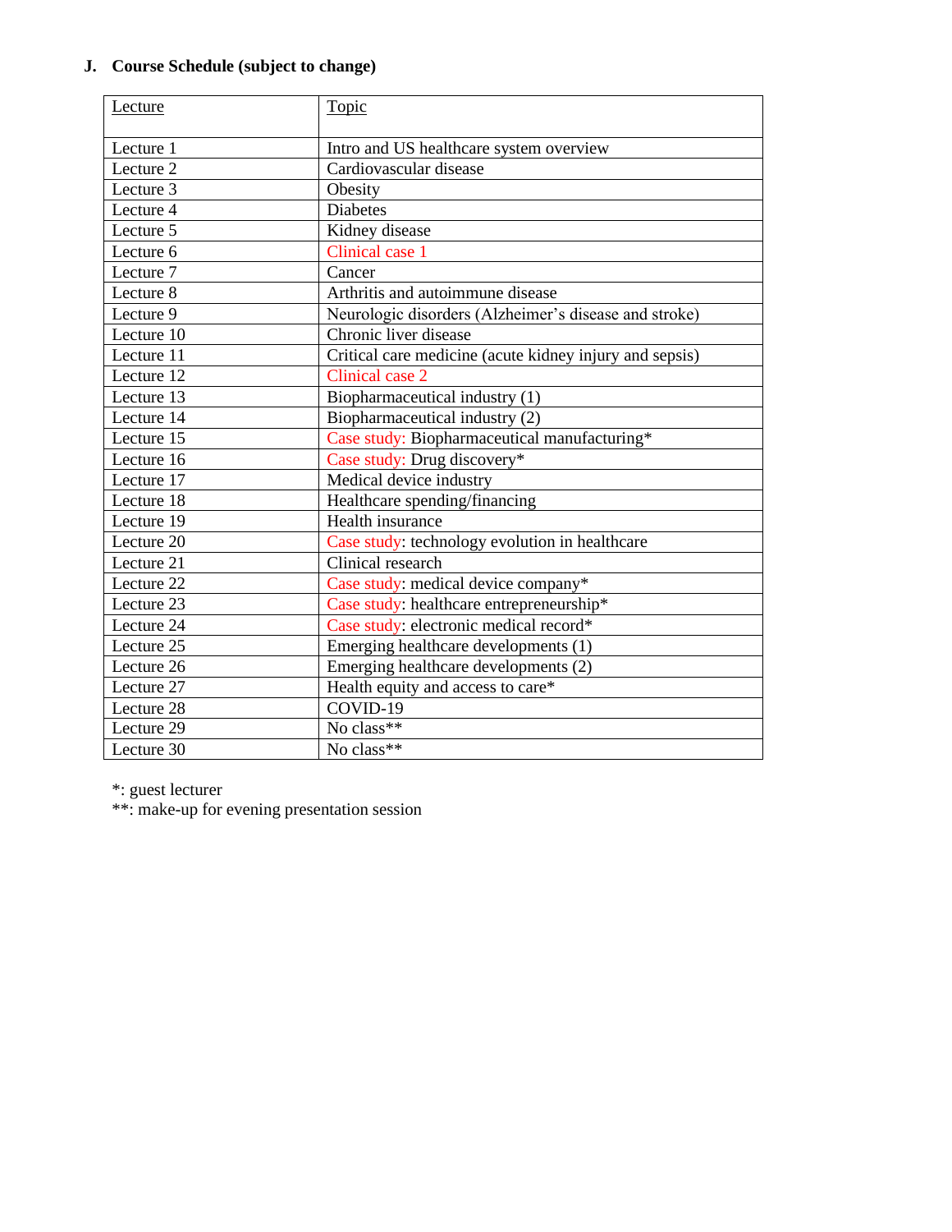## J. Course Schedule (subject to change)

| Lecture | Topic |
|---|---|
| Lecture 1 | Intro and US healthcare system overview |
| Lecture 2 | Cardiovascular disease |
| Lecture 3 | Obesity |
| Lecture 4 | Diabetes |
| Lecture 5 | Kidney disease |
| Lecture 6 | Clinical case 1 |
| Lecture 7 | Cancer |
| Lecture 8 | Arthritis and autoimmune disease |
| Lecture 9 | Neurologic disorders (Alzheimer's disease and stroke) |
| Lecture 10 | Chronic liver disease |
| Lecture 11 | Critical care medicine (acute kidney injury and sepsis) |
| Lecture 12 | Clinical case 2 |
| Lecture 13 | Biopharmaceutical industry (1) |
| Lecture 14 | Biopharmaceutical industry (2) |
| Lecture 15 | Case study: Biopharmaceutical manufacturing* |
| Lecture 16 | Case study: Drug discovery* |
| Lecture 17 | Medical device industry |
| Lecture 18 | Healthcare spending/financing |
| Lecture 19 | Health insurance |
| Lecture 20 | Case study: technology evolution in healthcare |
| Lecture 21 | Clinical research |
| Lecture 22 | Case study: medical device company* |
| Lecture 23 | Case study: healthcare entrepreneurship* |
| Lecture 24 | Case study: electronic medical record* |
| Lecture 25 | Emerging healthcare developments (1) |
| Lecture 26 | Emerging healthcare developments (2) |
| Lecture 27 | Health equity and access to care* |
| Lecture 28 | COVID-19 |
| Lecture 29 | No class** |
| Lecture 30 | No class** |

*: guest lecturer
**: make-up for evening presentation session